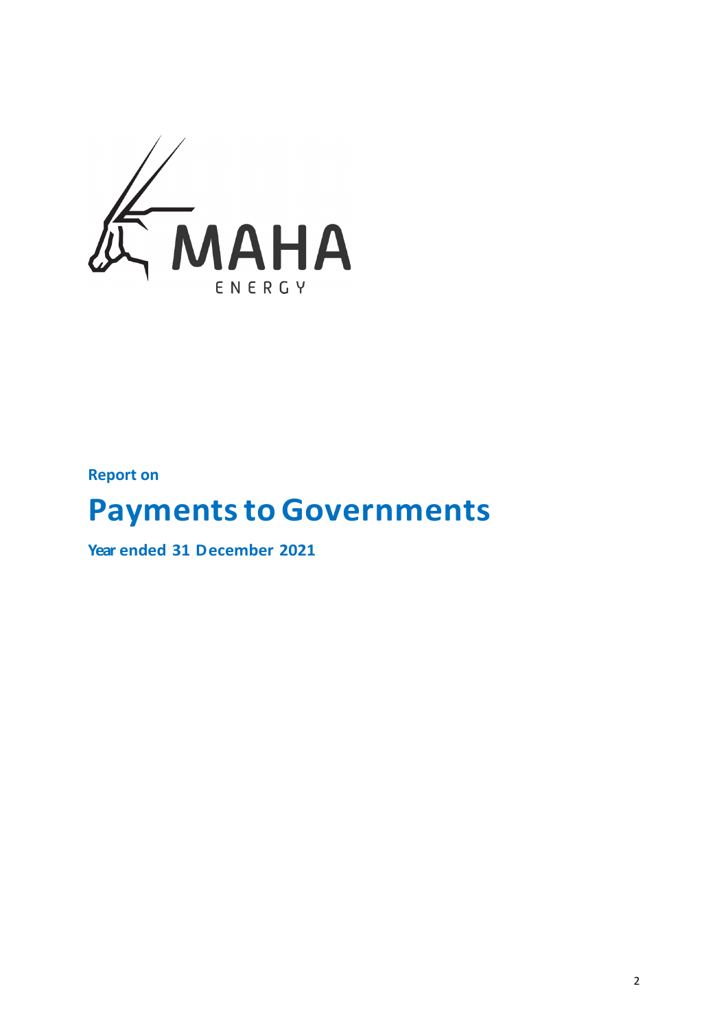MAHA

ENERGY

**Report on**

# Payments to Governments

**Year ended 31 December 2021**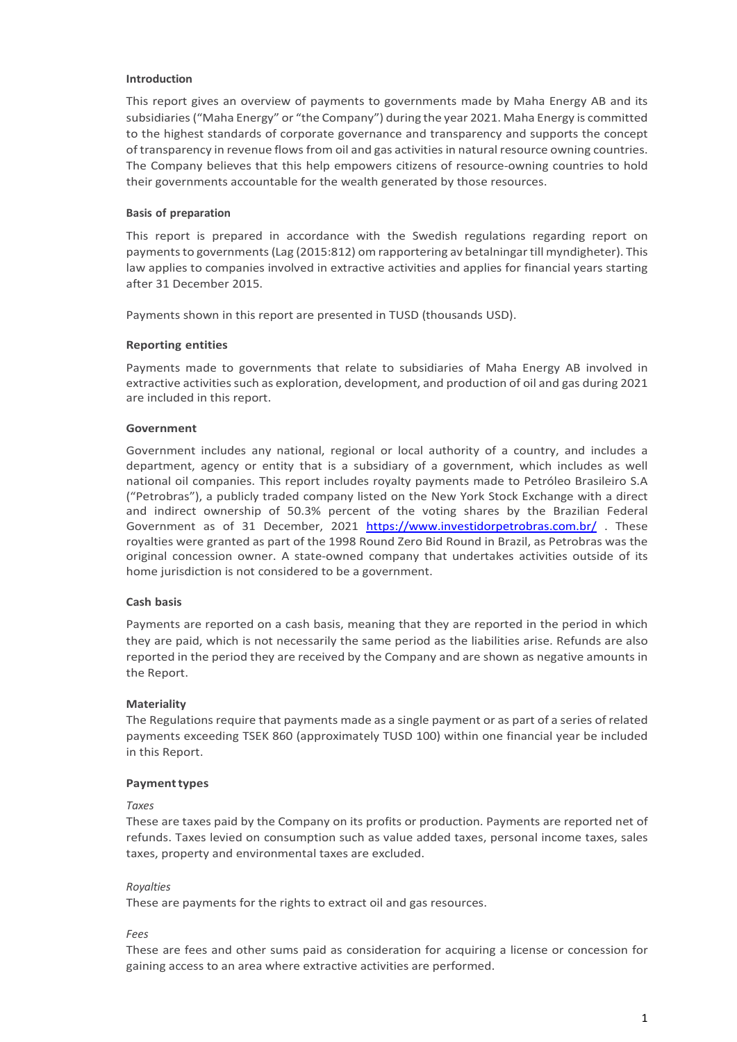### Introduction

This report gives an overview of payments to governments made by Maha Energy AB and its subsidiaries ("Maha Energy" or "the Company") during the year 2021. Maha Energy is committed to the highest standards of corporate governance and transparency and supports the concept of transparency in revenue flows from oil and gas activities in natural resource owning countries. The Company believes that this help empowers citizens of resource-owning countries to hold their governments accountable for the wealth generated by those resources.

### Basis of preparation

This report is prepared in accordance with the Swedish regulations regarding report on payments to governments (Lag (2015:812) om rapportering av betalningar till myndigheter). This law applies to companies involved in extractive activities and applies for financial years starting after 31 December 2015.

Payments shown in this report are presented in TUSD (thousands USD).

### Reporting entities

Payments made to governments that relate to subsidiaries of Maha Energy AB involved in extractive activities such as exploration, development, and production of oil and gas during 2021 are included in this report.

### Government

Government includes any national, regional or local authority of a country, and includes a department, agency or entity that is a subsidiary of a government, which includes as well national oil companies. This report includes royalty payments made to Petróleo Brasileiro S.A ("Petrobras"), a publicly traded company listed on the New York Stock Exchange with a direct and indirect ownership of 50.3% percent of the voting shares by the Brazilian Federal Government as of 31 December, 2021 https://www.investidorpetrobras.com.br/ . These royalties were granted as part of the 1998 Round Zero Bid Round in Brazil, as Petrobras was the original concession owner. A state-owned company that undertakes activities outside of its home jurisdiction is not considered to be a government.

### Cash basis

Payments are reported on a cash basis, meaning that they are reported in the period in which they are paid, which is not necessarily the same period as the liabilities arise. Refunds are also reported in the period they are received by the Company and are shown as negative amounts in the Report.

### Materiality

The Regulations require that payments made as a single payment or as part of a series of related payments exceeding TSEK 860 (approximately TUSD 100) within one financial year be included in this Report.

### Payment types

*Taxes*

These are taxes paid by the Company on its profits or production. Payments are reported net of refunds. Taxes levied on consumption such as value added taxes, personal income taxes, sales taxes, property and environmental taxes are excluded.

*Royalties*

These are payments for the rights to extract oil and gas resources.

*Fees*

These are fees and other sums paid as consideration for acquiring a license or concession for gaining access to an area where extractive activities are performed.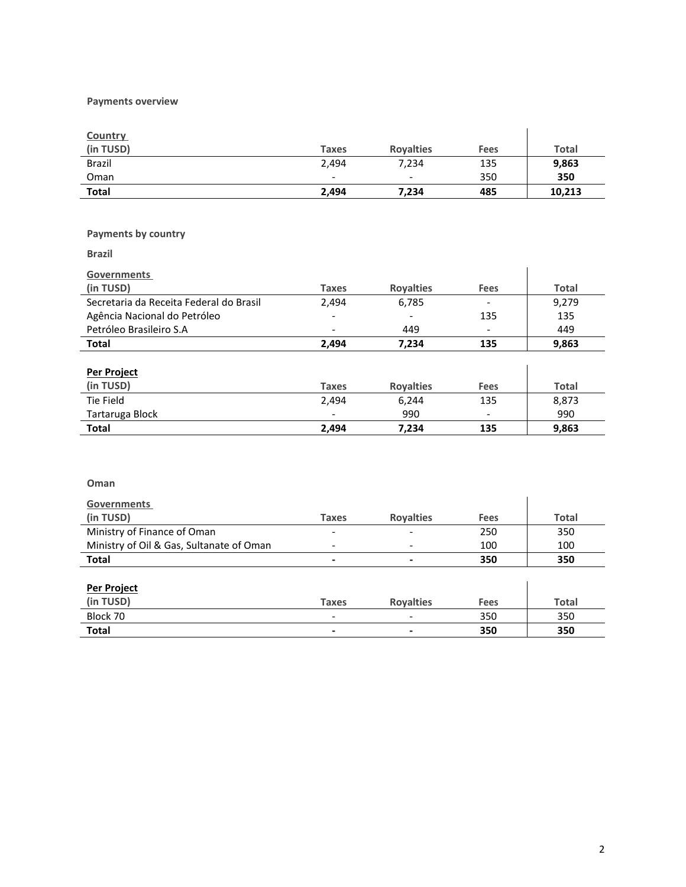**Payments overview**

| Country (in TUSD) | Taxes | Royalties | Fees | Total |
|---|---|---|---|---|
| Brazil | 2,494 | 7,234 | 135 | **9,863** |
| Oman | - | - | 350 | **350** |
| **Total** | **2,494** | **7,234** | **485** | **10,213** |

**Payments by country**

**Brazil**

| Governments (in TUSD) | Taxes | Royalties | Fees | Total |
|---|---|---|---|---|
| Secretaria da Receita Federal do Brasil | 2,494 | 6,785 | - | 9,279 |
| Agência Nacional do Petróleo | - | - | 135 | 135 |
| Petróleo Brasileiro S.A | - | 449 | - | 449 |
| **Total** | **2,494** | **7,234** | **135** | **9,863** |

| Per Project (in TUSD) | Taxes | Royalties | Fees | Total |
|---|---|---|---|---|
| Tie Field | 2,494 | 6,244 | 135 | 8,873 |
| Tartaruga Block | - | 990 | - | 990 |
| **Total** | **2,494** | **7,234** | **135** | **9,863** |

**Oman**

| Governments (in TUSD) | Taxes | Royalties | Fees | Total |
|---|---|---|---|---|
| Ministry of Finance of Oman | - | - | 250 | 350 |
| Ministry of Oil & Gas, Sultanate of Oman | - | - | 100 | 100 |
| **Total** | **-** | **-** | **350** | **350** |

| Per Project (in TUSD) | Taxes | Royalties | Fees | Total |
|---|---|---|---|---|
| Block 70 | - | - | 350 | 350 |
| **Total** | **-** | **-** | **350** | **350** |